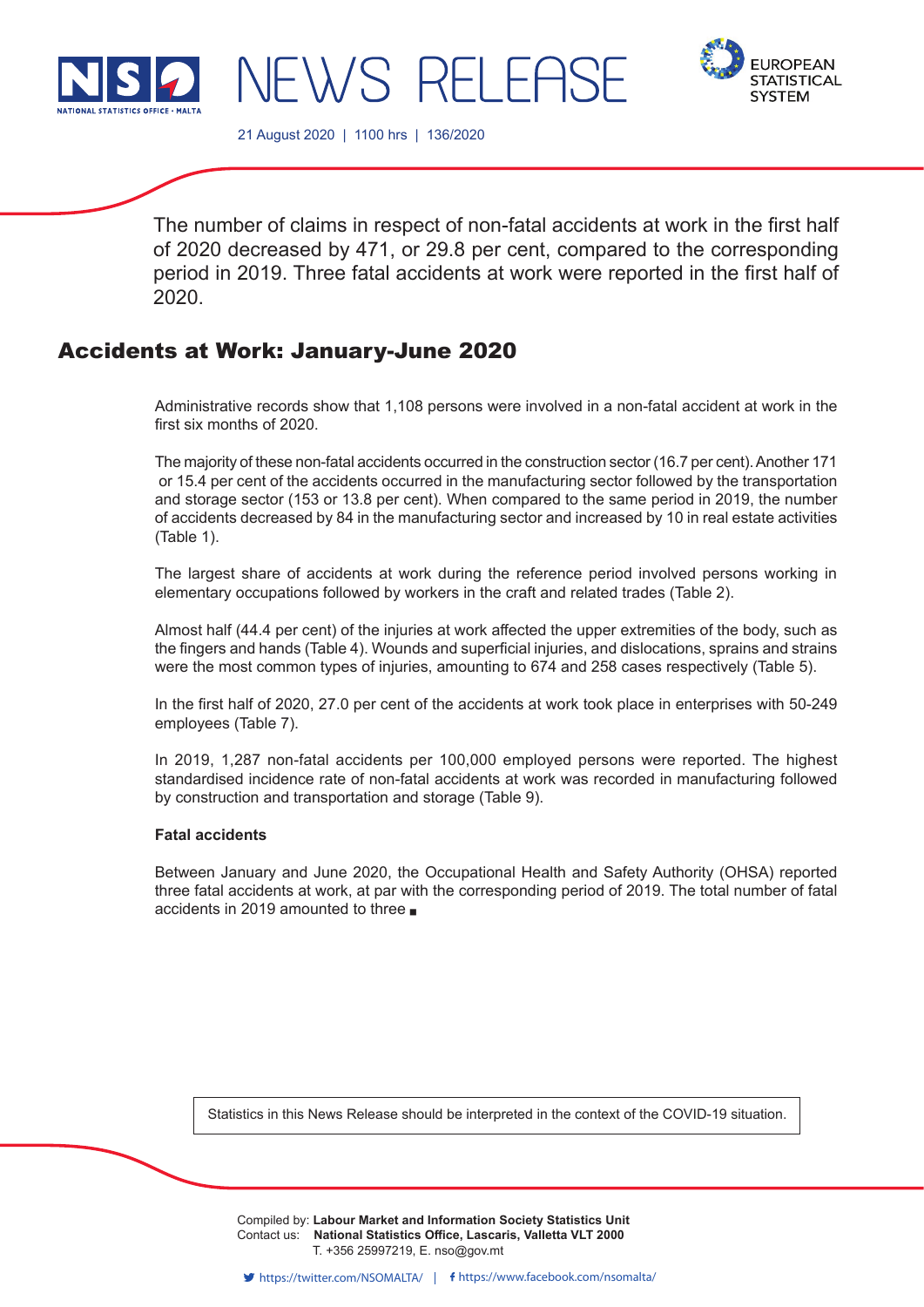# NEWS RELEASE

21 August 2020 | 1100 hrs | 136/2020

The number of claims in respect of non-fatal accidents at work in the first half of 2020 decreased by 471, or 29.8 per cent, compared to the corresponding period in 2019. Three fatal accidents at work were reported in the first half of 2020.

## Accidents at Work: January-June 2020

Administrative records show that 1,108 persons were involved in a non-fatal accident at work in the first six months of 2020.

The majority of these non-fatal accidents occurred in the construction sector (16.7 per cent). Another 171 or 15.4 per cent of the accidents occurred in the manufacturing sector followed by the transportation and storage sector (153 or 13.8 per cent). When compared to the same period in 2019, the number of accidents decreased by 84 in the manufacturing sector and increased by 10 in real estate activities (Table 1).

The largest share of accidents at work during the reference period involved persons working in elementary occupations followed by workers in the craft and related trades (Table 2).

Almost half (44.4 per cent) of the injuries at work affected the upper extremities of the body, such as the fingers and hands (Table 4). Wounds and superficial injuries, and dislocations, sprains and strains were the most common types of injuries, amounting to 674 and 258 cases respectively (Table 5).

In the first half of 2020, 27.0 per cent of the accidents at work took place in enterprises with 50-249 employees (Table 7).

In 2019, 1,287 non-fatal accidents per 100,000 employed persons were reported. The highest standardised incidence rate of non-fatal accidents at work was recorded in manufacturing followed by construction and transportation and storage (Table 9).

**Fatal accidents**

Between January and June 2020, the Occupational Health and Safety Authority (OHSA) reported three fatal accidents at work, at par with the corresponding period of 2019. The total number of fatal accidents in 2019 amounted to three ■

Statistics in this News Release should be interpreted in the context of the COVID-19 situation.

Compiled by: **Labour Market and Information Society Statistics Unit**
Contact us: **National Statistics Office, Lascaris, Valletta VLT 2000**
T. +356 25997219, E. nso@gov.mt

https://twitter.com/NSOMALTA/ | https://www.facebook.com/nsomalta/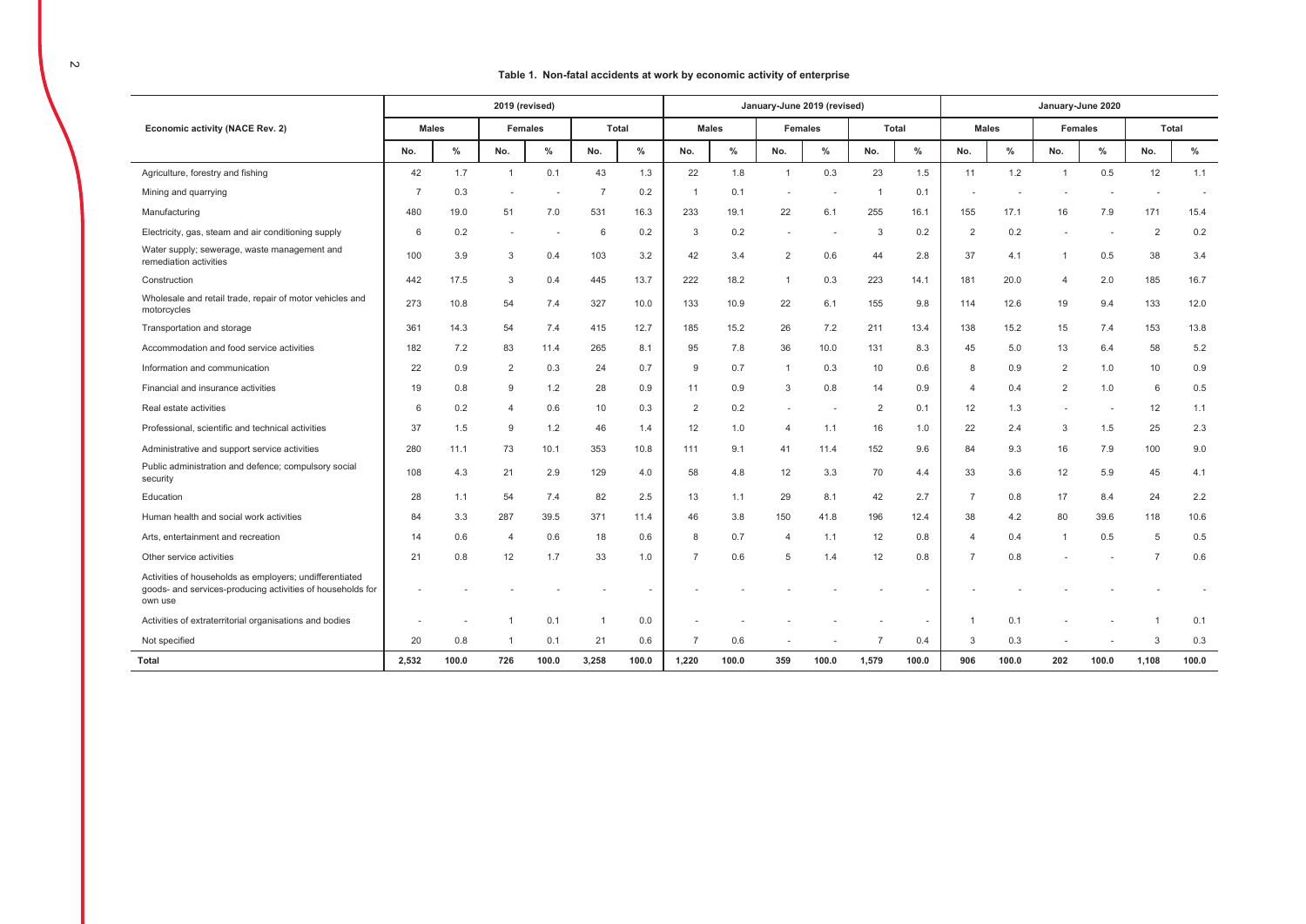### Table 1. Non-fatal accidents at work by economic activity of enterprise

| Economic activity (NACE Rev. 2) | 2019 (revised) | | | | | | January-June 2019 (revised) | | | | | | January-June 2020 | | | | | |
|---|---|---|---|---|---|---|---|---|---|---|---|---|---|---|---|---|---|---|
| | Males | | Females | | Total | | Males | | Females | | Total | | Males | | Females | | Total | |
| | No. | % | No. | % | No. | % | No. | % | No. | % | No. | % | No. | % | No. | % | No. | % |
| Agriculture, forestry and fishing | 42 | 1.7 | 1 | 0.1 | 43 | 1.3 | 22 | 1.8 | 1 | 0.3 | 23 | 1.5 | 11 | 1.2 | 1 | 0.5 | 12 | 1.1 |
| Mining and quarrying | 7 | 0.3 | - | - | 7 | 0.2 | 1 | 0.1 | - | - | 1 | 0.1 | - | - | - | - | - | - |
| Manufacturing | 480 | 19.0 | 51 | 7.0 | 531 | 16.3 | 233 | 19.1 | 22 | 6.1 | 255 | 16.1 | 155 | 17.1 | 16 | 7.9 | 171 | 15.4 |
| Electricity, gas, steam and air conditioning supply | 6 | 0.2 | - | - | 6 | 0.2 | 3 | 0.2 | - | - | 3 | 0.2 | 2 | 0.2 | - | - | 2 | 0.2 |
| Water supply; sewerage, waste management and remediation activities | 100 | 3.9 | 3 | 0.4 | 103 | 3.2 | 42 | 3.4 | 2 | 0.6 | 44 | 2.8 | 37 | 4.1 | 1 | 0.5 | 38 | 3.4 |
| Construction | 442 | 17.5 | 3 | 0.4 | 445 | 13.7 | 222 | 18.2 | 1 | 0.3 | 223 | 14.1 | 181 | 20.0 | 4 | 2.0 | 185 | 16.7 |
| Wholesale and retail trade, repair of motor vehicles and motorcycles | 273 | 10.8 | 54 | 7.4 | 327 | 10.0 | 133 | 10.9 | 22 | 6.1 | 155 | 9.8 | 114 | 12.6 | 19 | 9.4 | 133 | 12.0 |
| Transportation and storage | 361 | 14.3 | 54 | 7.4 | 415 | 12.7 | 185 | 15.2 | 26 | 7.2 | 211 | 13.4 | 138 | 15.2 | 15 | 7.4 | 153 | 13.8 |
| Accommodation and food service activities | 182 | 7.2 | 83 | 11.4 | 265 | 8.1 | 95 | 7.8 | 36 | 10.0 | 131 | 8.3 | 45 | 5.0 | 13 | 6.4 | 58 | 5.2 |
| Information and communication | 22 | 0.9 | 2 | 0.3 | 24 | 0.7 | 9 | 0.7 | 1 | 0.3 | 10 | 0.6 | 8 | 0.9 | 2 | 1.0 | 10 | 0.9 |
| Financial and insurance activities | 19 | 0.8 | 9 | 1.2 | 28 | 0.9 | 11 | 0.9 | 3 | 0.8 | 14 | 0.9 | 4 | 0.4 | 2 | 1.0 | 6 | 0.5 |
| Real estate activities | 6 | 0.2 | 4 | 0.6 | 10 | 0.3 | 2 | 0.2 | - | - | 2 | 0.1 | 12 | 1.3 | - | - | 12 | 1.1 |
| Professional, scientific and technical activities | 37 | 1.5 | 9 | 1.2 | 46 | 1.4 | 12 | 1.0 | 4 | 1.1 | 16 | 1.0 | 22 | 2.4 | 3 | 1.5 | 25 | 2.3 |
| Administrative and support service activities | 280 | 11.1 | 73 | 10.1 | 353 | 10.8 | 111 | 9.1 | 41 | 11.4 | 152 | 9.6 | 84 | 9.3 | 16 | 7.9 | 100 | 9.0 |
| Public administration and defence; compulsory social security | 108 | 4.3 | 21 | 2.9 | 129 | 4.0 | 58 | 4.8 | 12 | 3.3 | 70 | 4.4 | 33 | 3.6 | 12 | 5.9 | 45 | 4.1 |
| Education | 28 | 1.1 | 54 | 7.4 | 82 | 2.5 | 13 | 1.1 | 29 | 8.1 | 42 | 2.7 | 7 | 0.8 | 17 | 8.4 | 24 | 2.2 |
| Human health and social work activities | 84 | 3.3 | 287 | 39.5 | 371 | 11.4 | 46 | 3.8 | 150 | 41.8 | 196 | 12.4 | 38 | 4.2 | 80 | 39.6 | 118 | 10.6 |
| Arts, entertainment and recreation | 14 | 0.6 | 4 | 0.6 | 18 | 0.6 | 8 | 0.7 | 4 | 1.1 | 12 | 0.8 | 4 | 0.4 | 1 | 0.5 | 5 | 0.5 |
| Other service activities | 21 | 0.8 | 12 | 1.7 | 33 | 1.0 | 7 | 0.6 | 5 | 1.4 | 12 | 0.8 | 7 | 0.8 | - | - | 7 | 0.6 |
| Activities of households as employers; undifferentiated goods- and services-producing activities of households for own use | - | - | - | - | - | - | - | - | - | - | - | - | - | - | - | - | - | - |
| Activities of extraterritorial organisations and bodies | - | - | 1 | 0.1 | 1 | 0.0 | - | - | - | - | - | - | 1 | 0.1 | - | - | 1 | 0.1 |
| Not specified | 20 | 0.8 | 1 | 0.1 | 21 | 0.6 | 7 | 0.6 | - | - | 7 | 0.4 | 3 | 0.3 | - | - | 3 | 0.3 |
| **Total** | **2,532** | **100.0** | **726** | **100.0** | **3,258** | **100.0** | **1,220** | **100.0** | **359** | **100.0** | **1,579** | **100.0** | **906** | **100.0** | **202** | **100.0** | **1,108** | **100.0** |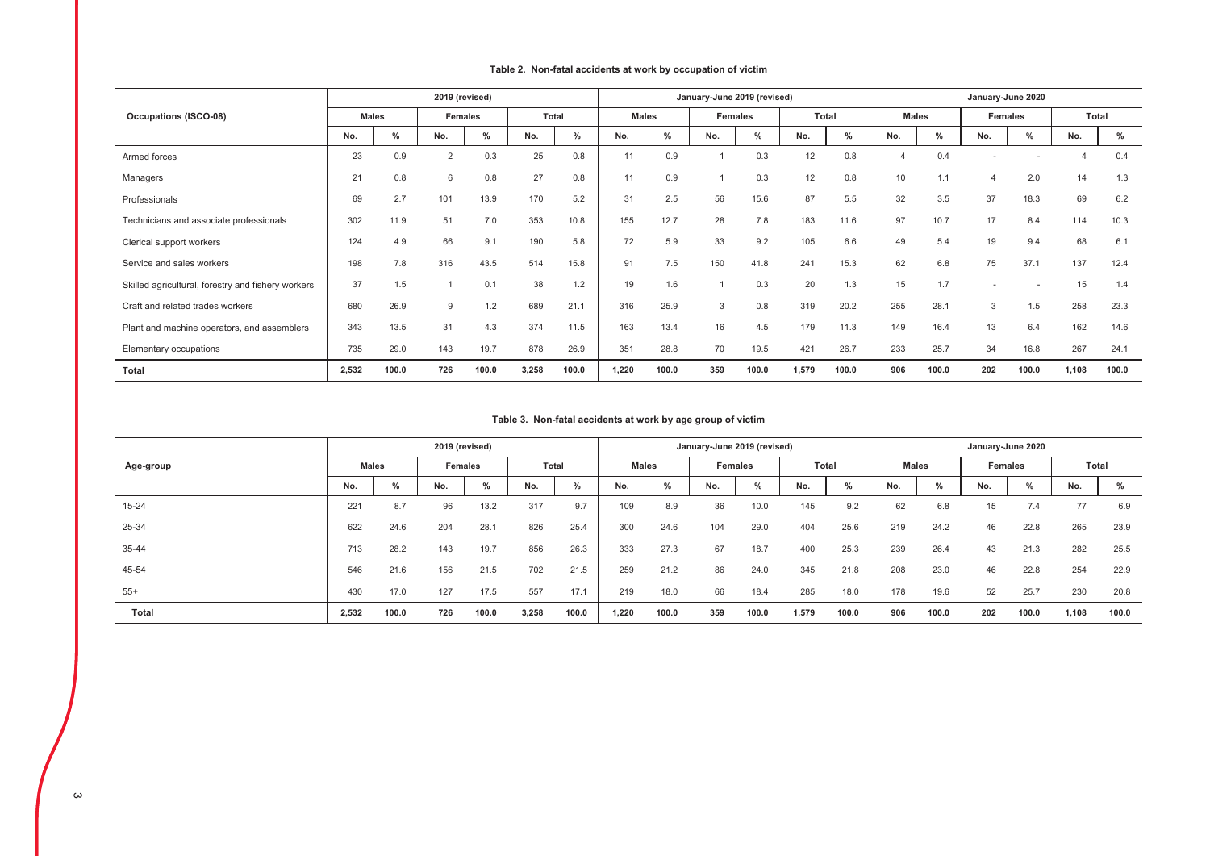**Table 2. Non-fatal accidents at work by occupation of victim**

| Occupations (ISCO-08) | 2019 (revised) | | | | | | January-June 2019 (revised) | | | | | | January-June 2020 | | | | | |
|---|---|---|---|---|---|---|---|---|---|---|---|---|---|---|---|---|---|---|
| | Males | | Females | | Total | | Males | | Females | | Total | | Males | | Females | | Total | |
| | No. | % | No. | % | No. | % | No. | % | No. | % | No. | % | No. | % | No. | % | No. | % |
| Armed forces | 23 | 0.9 | 2 | 0.3 | 25 | 0.8 | 11 | 0.9 | 1 | 0.3 | 12 | 0.8 | 4 | 0.4 | - | - | 4 | 0.4 |
| Managers | 21 | 0.8 | 6 | 0.8 | 27 | 0.8 | 11 | 0.9 | 1 | 0.3 | 12 | 0.8 | 10 | 1.1 | 4 | 2.0 | 14 | 1.3 |
| Professionals | 69 | 2.7 | 101 | 13.9 | 170 | 5.2 | 31 | 2.5 | 56 | 15.6 | 87 | 5.5 | 32 | 3.5 | 37 | 18.3 | 69 | 6.2 |
| Technicians and associate professionals | 302 | 11.9 | 51 | 7.0 | 353 | 10.8 | 155 | 12.7 | 28 | 7.8 | 183 | 11.6 | 97 | 10.7 | 17 | 8.4 | 114 | 10.3 |
| Clerical support workers | 124 | 4.9 | 66 | 9.1 | 190 | 5.8 | 72 | 5.9 | 33 | 9.2 | 105 | 6.6 | 49 | 5.4 | 19 | 9.4 | 68 | 6.1 |
| Service and sales workers | 198 | 7.8 | 316 | 43.5 | 514 | 15.8 | 91 | 7.5 | 150 | 41.8 | 241 | 15.3 | 62 | 6.8 | 75 | 37.1 | 137 | 12.4 |
| Skilled agricultural, forestry and fishery workers | 37 | 1.5 | 1 | 0.1 | 38 | 1.2 | 19 | 1.6 | 1 | 0.3 | 20 | 1.3 | 15 | 1.7 | - | - | 15 | 1.4 |
| Craft and related trades workers | 680 | 26.9 | 9 | 1.2 | 689 | 21.1 | 316 | 25.9 | 3 | 0.8 | 319 | 20.2 | 255 | 28.1 | 3 | 1.5 | 258 | 23.3 |
| Plant and machine operators, and assemblers | 343 | 13.5 | 31 | 4.3 | 374 | 11.5 | 163 | 13.4 | 16 | 4.5 | 179 | 11.3 | 149 | 16.4 | 13 | 6.4 | 162 | 14.6 |
| Elementary occupations | 735 | 29.0 | 143 | 19.7 | 878 | 26.9 | 351 | 28.8 | 70 | 19.5 | 421 | 26.7 | 233 | 25.7 | 34 | 16.8 | 267 | 24.1 |
| **Total** | **2,532** | **100.0** | **726** | **100.0** | **3,258** | **100.0** | **1,220** | **100.0** | **359** | **100.0** | **1,579** | **100.0** | **906** | **100.0** | **202** | **100.0** | **1,108** | **100.0** |

**Table 3. Non-fatal accidents at work by age group of victim**

| Age-group | 2019 (revised) | | | | | | January-June 2019 (revised) | | | | | | January-June 2020 | | | | | |
|---|---|---|---|---|---|---|---|---|---|---|---|---|---|---|---|---|---|---|
| | Males | | Females | | Total | | Males | | Females | | Total | | Males | | Females | | Total | |
| | No. | % | No. | % | No. | % | No. | % | No. | % | No. | % | No. | % | No. | % | No. | % |
| 15-24 | 221 | 8.7 | 96 | 13.2 | 317 | 9.7 | 109 | 8.9 | 36 | 10.0 | 145 | 9.2 | 62 | 6.8 | 15 | 7.4 | 77 | 6.9 |
| 25-34 | 622 | 24.6 | 204 | 28.1 | 826 | 25.4 | 300 | 24.6 | 104 | 29.0 | 404 | 25.6 | 219 | 24.2 | 46 | 22.8 | 265 | 23.9 |
| 35-44 | 713 | 28.2 | 143 | 19.7 | 856 | 26.3 | 333 | 27.3 | 67 | 18.7 | 400 | 25.3 | 239 | 26.4 | 43 | 21.3 | 282 | 25.5 |
| 45-54 | 546 | 21.6 | 156 | 21.5 | 702 | 21.5 | 259 | 21.2 | 86 | 24.0 | 345 | 21.8 | 208 | 23.0 | 46 | 22.8 | 254 | 22.9 |
| 55+ | 430 | 17.0 | 127 | 17.5 | 557 | 17.1 | 219 | 18.0 | 66 | 18.4 | 285 | 18.0 | 178 | 19.6 | 52 | 25.7 | 230 | 20.8 |
| **Total** | **2,532** | **100.0** | **726** | **100.0** | **3,258** | **100.0** | **1,220** | **100.0** | **359** | **100.0** | **1,579** | **100.0** | **906** | **100.0** | **202** | **100.0** | **1,108** | **100.0** |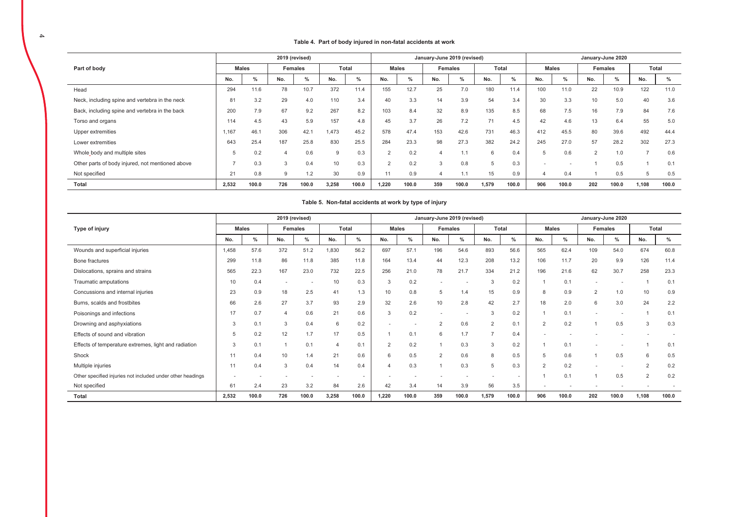**Table 4. Part of body injured in non-fatal accidents at work**

| Part of body | 2019 (revised) | | | | | | January-June 2019 (revised) | | | | | | January-June 2020 | | | | | |
|---|---|---|---|---|---|---|---|---|---|---|---|---|---|---|---|---|---|---|
| | Males | | Females | | Total | | Males | | Females | | Total | | Males | | Females | | Total | |
| | No. | % | No. | % | No. | % | No. | % | No. | % | No. | % | No. | % | No. | % | No. | % |
| Head | 294 | 11.6 | 78 | 10.7 | 372 | 11.4 | 155 | 12.7 | 25 | 7.0 | 180 | 11.4 | 100 | 11.0 | 22 | 10.9 | 122 | 11.0 |
| Neck, including spine and vertebra in the neck | 81 | 3.2 | 29 | 4.0 | 110 | 3.4 | 40 | 3.3 | 14 | 3.9 | 54 | 3.4 | 30 | 3.3 | 10 | 5.0 | 40 | 3.6 |
| Back, including spine and vertebra in the back | 200 | 7.9 | 67 | 9.2 | 267 | 8.2 | 103 | 8.4 | 32 | 8.9 | 135 | 8.5 | 68 | 7.5 | 16 | 7.9 | 84 | 7.6 |
| Torso and organs | 114 | 4.5 | 43 | 5.9 | 157 | 4.8 | 45 | 3.7 | 26 | 7.2 | 71 | 4.5 | 42 | 4.6 | 13 | 6.4 | 55 | 5.0 |
| Upper extremities | 1,167 | 46.1 | 306 | 42.1 | 1,473 | 45.2 | 578 | 47.4 | 153 | 42.6 | 731 | 46.3 | 412 | 45.5 | 80 | 39.6 | 492 | 44.4 |
| Lower extremities | 643 | 25.4 | 187 | 25.8 | 830 | 25.5 | 284 | 23.3 | 98 | 27.3 | 382 | 24.2 | 245 | 27.0 | 57 | 28.2 | 302 | 27.3 |
| Whole body and multiple sites | 5 | 0.2 | 4 | 0.6 | 9 | 0.3 | 2 | 0.2 | 4 | 1.1 | 6 | 0.4 | 5 | 0.6 | 2 | 1.0 | 7 | 0.6 |
| Other parts of body injured, not mentioned above | 7 | 0.3 | 3 | 0.4 | 10 | 0.3 | 2 | 0.2 | 3 | 0.8 | 5 | 0.3 | - | - | 1 | 0.5 | 1 | 0.1 |
| Not specified | 21 | 0.8 | 9 | 1.2 | 30 | 0.9 | 11 | 0.9 | 4 | 1.1 | 15 | 0.9 | 4 | 0.4 | 1 | 0.5 | 5 | 0.5 |
| **Total** | **2,532** | **100.0** | **726** | **100.0** | **3,258** | **100.0** | **1,220** | **100.0** | **359** | **100.0** | **1,579** | **100.0** | **906** | **100.0** | **202** | **100.0** | **1,108** | **100.0** |

**Table 5. Non-fatal accidents at work by type of injury**

| Type of injury | 2019 (revised) | | | | | | January-June 2019 (revised) | | | | | | January-June 2020 | | | | | |
|---|---|---|---|---|---|---|---|---|---|---|---|---|---|---|---|---|---|---|
| | Males | | Females | | Total | | Males | | Females | | Total | | Males | | Females | | Total | |
| | No. | % | No. | % | No. | % | No. | % | No. | % | No. | % | No. | % | No. | % | No. | % |
| Wounds and superficial injuries | 1,458 | 57.6 | 372 | 51.2 | 1,830 | 56.2 | 697 | 57.1 | 196 | 54.6 | 893 | 56.6 | 565 | 62.4 | 109 | 54.0 | 674 | 60.8 |
| Bone fractures | 299 | 11.8 | 86 | 11.8 | 385 | 11.8 | 164 | 13.4 | 44 | 12.3 | 208 | 13.2 | 106 | 11.7 | 20 | 9.9 | 126 | 11.4 |
| Dislocations, sprains and strains | 565 | 22.3 | 167 | 23.0 | 732 | 22.5 | 256 | 21.0 | 78 | 21.7 | 334 | 21.2 | 196 | 21.6 | 62 | 30.7 | 258 | 23.3 |
| Traumatic amputations | 10 | 0.4 | - | - | 10 | 0.3 | 3 | 0.2 | - | - | 3 | 0.2 | 1 | 0.1 | - | - | 1 | 0.1 |
| Concussions and internal injuries | 23 | 0.9 | 18 | 2.5 | 41 | 1.3 | 10 | 0.8 | 5 | 1.4 | 15 | 0.9 | 8 | 0.9 | 2 | 1.0 | 10 | 0.9 |
| Burns, scalds and frostbites | 66 | 2.6 | 27 | 3.7 | 93 | 2.9 | 32 | 2.6 | 10 | 2.8 | 42 | 2.7 | 18 | 2.0 | 6 | 3.0 | 24 | 2.2 |
| Poisonings and infections | 17 | 0.7 | 4 | 0.6 | 21 | 0.6 | 3 | 0.2 | - | - | 3 | 0.2 | 1 | 0.1 | - | - | 1 | 0.1 |
| Drowning and asphyxiations | 3 | 0.1 | 3 | 0.4 | 6 | 0.2 | - | - | 2 | 0.6 | 2 | 0.1 | 2 | 0.2 | 1 | 0.5 | 3 | 0.3 |
| Effects of sound and vibration | 5 | 0.2 | 12 | 1.7 | 17 | 0.5 | 1 | 0.1 | 6 | 1.7 | 7 | 0.4 | - | - | - | - | - | - |
| Effects of temperature extremes, light and radiation | 3 | 0.1 | 1 | 0.1 | 4 | 0.1 | 2 | 0.2 | 1 | 0.3 | 3 | 0.2 | 1 | 0.1 | - | - | 1 | 0.1 |
| Shock | 11 | 0.4 | 10 | 1.4 | 21 | 0.6 | 6 | 0.5 | 2 | 0.6 | 8 | 0.5 | 5 | 0.6 | 1 | 0.5 | 6 | 0.5 |
| Multiple injuries | 11 | 0.4 | 3 | 0.4 | 14 | 0.4 | 4 | 0.3 | 1 | 0.3 | 5 | 0.3 | 2 | 0.2 | - | - | 2 | 0.2 |
| Other specified injuries not included under other headings | - | - | - | - | - | - | - | - | - | - | - | - | 1 | 0.1 | 1 | 0.5 | 2 | 0.2 |
| Not specified | 61 | 2.4 | 23 | 3.2 | 84 | 2.6 | 42 | 3.4 | 14 | 3.9 | 56 | 3.5 | - | - | - | - | - | - |
| **Total** | **2,532** | **100.0** | **726** | **100.0** | **3,258** | **100.0** | **1,220** | **100.0** | **359** | **100.0** | **1,579** | **100.0** | **906** | **100.0** | **202** | **100.0** | **1,108** | **100.0** |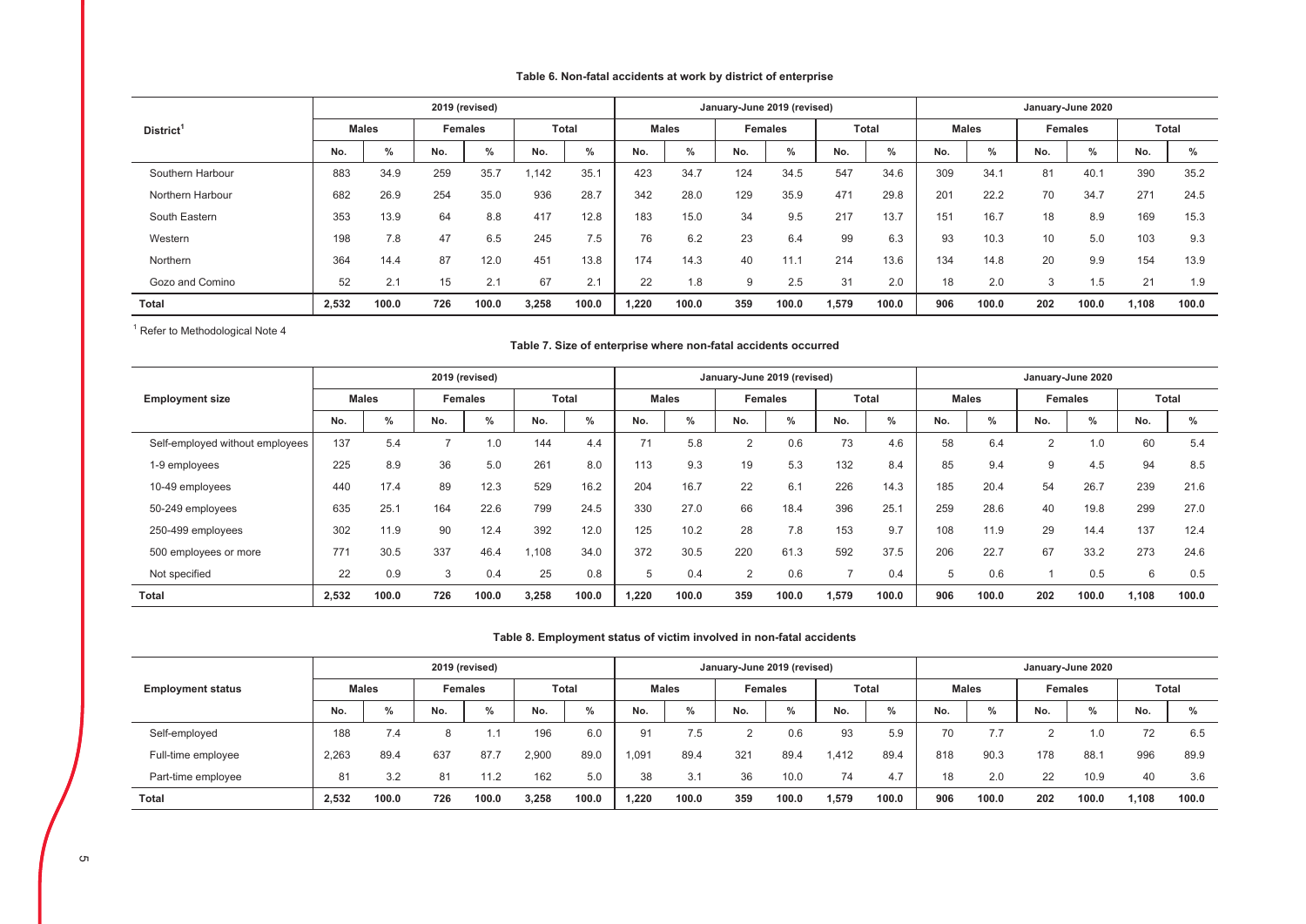**Table 6. Non-fatal accidents at work by district of enterprise**

| District[1] | 2019 (revised) | | | | | | January-June 2019 (revised) | | | | | | January-June 2020 | | | | | |
|---|---|---|---|---|---|---|---|---|---|---|---|---|---|---|---|---|---|---|
| | Males | | Females | | Total | | Males | | Females | | Total | | Males | | Females | | Total | |
| | No. | % | No. | % | No. | % | No. | % | No. | % | No. | % | No. | % | No. | % | No. | % |
| Southern Harbour | 883 | 34.9 | 259 | 35.7 | 1,142 | 35.1 | 423 | 34.7 | 124 | 34.5 | 547 | 34.6 | 309 | 34.1 | 81 | 40.1 | 390 | 35.2 |
| Northern Harbour | 682 | 26.9 | 254 | 35.0 | 936 | 28.7 | 342 | 28.0 | 129 | 35.9 | 471 | 29.8 | 201 | 22.2 | 70 | 34.7 | 271 | 24.5 |
| South Eastern | 353 | 13.9 | 64 | 8.8 | 417 | 12.8 | 183 | 15.0 | 34 | 9.5 | 217 | 13.7 | 151 | 16.7 | 18 | 8.9 | 169 | 15.3 |
| Western | 198 | 7.8 | 47 | 6.5 | 245 | 7.5 | 76 | 6.2 | 23 | 6.4 | 99 | 6.3 | 93 | 10.3 | 10 | 5.0 | 103 | 9.3 |
| Northern | 364 | 14.4 | 87 | 12.0 | 451 | 13.8 | 174 | 14.3 | 40 | 11.1 | 214 | 13.6 | 134 | 14.8 | 20 | 9.9 | 154 | 13.9 |
| Gozo and Comino | 52 | 2.1 | 15 | 2.1 | 67 | 2.1 | 22 | 1.8 | 9 | 2.5 | 31 | 2.0 | 18 | 2.0 | 3 | 1.5 | 21 | 1.9 |
| **Total** | **2,532** | **100.0** | **726** | **100.0** | **3,258** | **100.0** | **1,220** | **100.0** | **359** | **100.0** | **1,579** | **100.0** | **906** | **100.0** | **202** | **100.0** | **1,108** | **100.0** |

[1] Refer to Methodological Note 4

**Table 7. Size of enterprise where non-fatal accidents occurred**

| Employment size | 2019 (revised) | | | | | | January-June 2019 (revised) | | | | | | January-June 2020 | | | | | |
|---|---|---|---|---|---|---|---|---|---|---|---|---|---|---|---|---|---|---|
| | Males | | Females | | Total | | Males | | Females | | Total | | Males | | Females | | Total | |
| | No. | % | No. | % | No. | % | No. | % | No. | % | No. | % | No. | % | No. | % | No. | % |
| Self-employed without employees | 137 | 5.4 | 7 | 1.0 | 144 | 4.4 | 71 | 5.8 | 2 | 0.6 | 73 | 4.6 | 58 | 6.4 | 2 | 1.0 | 60 | 5.4 |
| 1-9 employees | 225 | 8.9 | 36 | 5.0 | 261 | 8.0 | 113 | 9.3 | 19 | 5.3 | 132 | 8.4 | 85 | 9.4 | 9 | 4.5 | 94 | 8.5 |
| 10-49 employees | 440 | 17.4 | 89 | 12.3 | 529 | 16.2 | 204 | 16.7 | 22 | 6.1 | 226 | 14.3 | 185 | 20.4 | 54 | 26.7 | 239 | 21.6 |
| 50-249 employees | 635 | 25.1 | 164 | 22.6 | 799 | 24.5 | 330 | 27.0 | 66 | 18.4 | 396 | 25.1 | 259 | 28.6 | 40 | 19.8 | 299 | 27.0 |
| 250-499 employees | 302 | 11.9 | 90 | 12.4 | 392 | 12.0 | 125 | 10.2 | 28 | 7.8 | 153 | 9.7 | 108 | 11.9 | 29 | 14.4 | 137 | 12.4 |
| 500 employees or more | 771 | 30.5 | 337 | 46.4 | 1,108 | 34.0 | 372 | 30.5 | 220 | 61.3 | 592 | 37.5 | 206 | 22.7 | 67 | 33.2 | 273 | 24.6 |
| Not specified | 22 | 0.9 | 3 | 0.4 | 25 | 0.8 | 5 | 0.4 | 2 | 0.6 | 7 | 0.4 | 5 | 0.6 | 1 | 0.5 | 6 | 0.5 |
| **Total** | **2,532** | **100.0** | **726** | **100.0** | **3,258** | **100.0** | **1,220** | **100.0** | **359** | **100.0** | **1,579** | **100.0** | **906** | **100.0** | **202** | **100.0** | **1,108** | **100.0** |

**Table 8. Employment status of victim involved in non-fatal accidents**

| Employment status | 2019 (revised) | | | | | | January-June 2019 (revised) | | | | | | January-June 2020 | | | | | |
|---|---|---|---|---|---|---|---|---|---|---|---|---|---|---|---|---|---|---|
| | Males | | Females | | Total | | Males | | Females | | Total | | Males | | Females | | Total | |
| | No. | % | No. | % | No. | % | No. | % | No. | % | No. | % | No. | % | No. | % | No. | % |
| Self-employed | 188 | 7.4 | 8 | 1.1 | 196 | 6.0 | 91 | 7.5 | 2 | 0.6 | 93 | 5.9 | 70 | 7.7 | 2 | 1.0 | 72 | 6.5 |
| Full-time employee | 2,263 | 89.4 | 637 | 87.7 | 2,900 | 89.0 | 1,091 | 89.4 | 321 | 89.4 | 1,412 | 89.4 | 818 | 90.3 | 178 | 88.1 | 996 | 89.9 |
| Part-time employee | 81 | 3.2 | 81 | 11.2 | 162 | 5.0 | 38 | 3.1 | 36 | 10.0 | 74 | 4.7 | 18 | 2.0 | 22 | 10.9 | 40 | 3.6 |
| **Total** | **2,532** | **100.0** | **726** | **100.0** | **3,258** | **100.0** | **1,220** | **100.0** | **359** | **100.0** | **1,579** | **100.0** | **906** | **100.0** | **202** | **100.0** | **1,108** | **100.0** |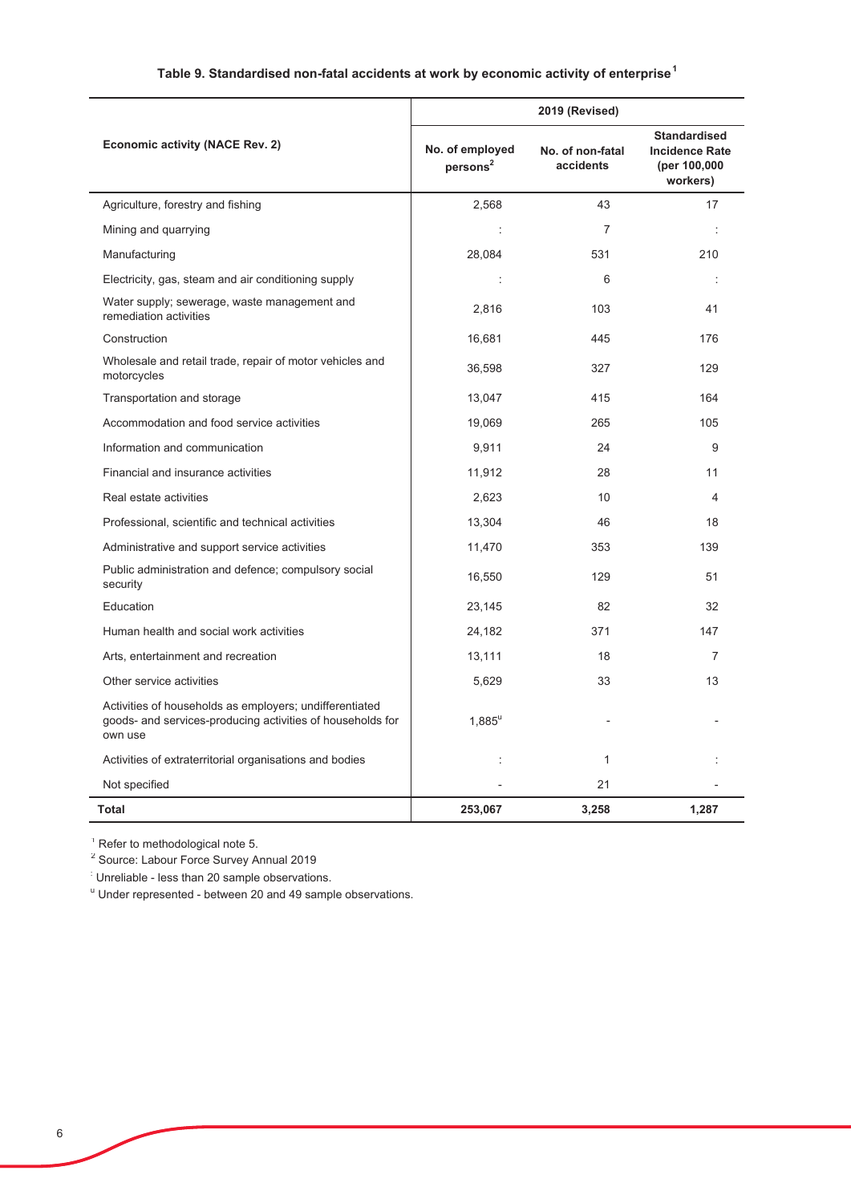**Table 9. Standardised non-fatal accidents at work by economic activity of enterprise[1]**

| Economic activity (NACE Rev. 2) | 2019 (Revised) | | |
|---|---|---|---|
| | No. of employed persons[2] | No. of non-fatal accidents | Standardised Incidence Rate (per 100,000 workers) |
| Agriculture, forestry and fishing | 2,568 | 43 | 17 |
| Mining and quarrying | : | 7 | : |
| Manufacturing | 28,084 | 531 | 210 |
| Electricity, gas, steam and air conditioning supply | : | 6 | : |
| Water supply; sewerage, waste management and remediation activities | 2,816 | 103 | 41 |
| Construction | 16,681 | 445 | 176 |
| Wholesale and retail trade, repair of motor vehicles and motorcycles | 36,598 | 327 | 129 |
| Transportation and storage | 13,047 | 415 | 164 |
| Accommodation and food service activities | 19,069 | 265 | 105 |
| Information and communication | 9,911 | 24 | 9 |
| Financial and insurance activities | 11,912 | 28 | 11 |
| Real estate activities | 2,623 | 10 | 4 |
| Professional, scientific and technical activities | 13,304 | 46 | 18 |
| Administrative and support service activities | 11,470 | 353 | 139 |
| Public administration and defence; compulsory social security | 16,550 | 129 | 51 |
| Education | 23,145 | 82 | 32 |
| Human health and social work activities | 24,182 | 371 | 147 |
| Arts, entertainment and recreation | 13,111 | 18 | 7 |
| Other service activities | 5,629 | 33 | 13 |
| Activities of households as employers; undifferentiated goods- and services-producing activities of households for own use | 1,885[u] | - | - |
| Activities of extraterritorial organisations and bodies | : | 1 | : |
| Not specified | - | 21 | - |
| **Total** | **253,067** | **3,258** | **1,287** |

[1] Refer to methodological note 5.

[2] Source: Labour Force Survey Annual 2019

[:] Unreliable - less than 20 sample observations.

[u] Under represented - between 20 and 49 sample observations.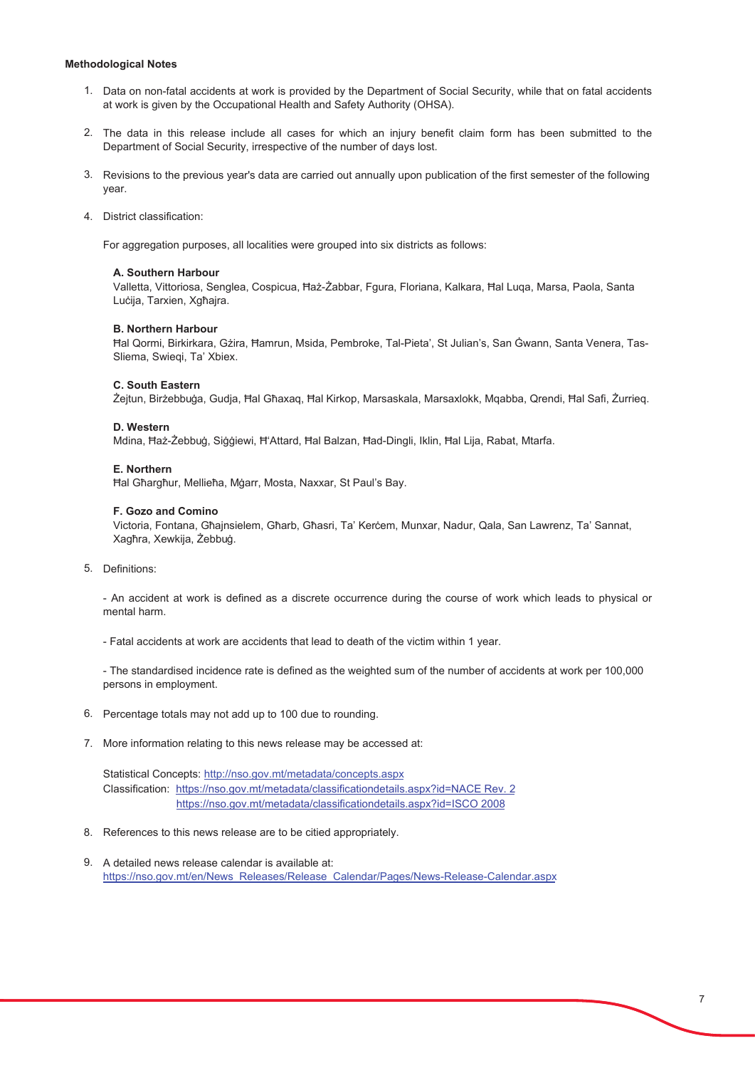**Methodological Notes**

1. Data on non-fatal accidents at work is provided by the Department of Social Security, while that on fatal accidents at work is given by the Occupational Health and Safety Authority (OHSA).

2. The data in this release include all cases for which an injury benefit claim form has been submitted to the Department of Social Security, irrespective of the number of days lost.

3. Revisions to the previous year's data are carried out annually upon publication of the first semester of the following year.

4. District classification:

   For aggregation purposes, all localities were grouped into six districts as follows:

   **A. Southern Harbour**
   Valletta, Vittoriosa, Senglea, Cospicua, Ħaż-Żabbar, Fgura, Floriana, Kalkara, Ħal Luqa, Marsa, Paola, Santa Luċija, Tarxien, Xgħajra.

   **B. Northern Harbour**
   Ħal Qormi, Birkirkara, Gżira, Ħamrun, Msida, Pembroke, Tal-Pieta', St Julian's, San Ġwann, Santa Venera, Tas-Sliema, Swieqi, Ta' Xbiex.

   **C. South Eastern**
   Żejtun, Birżebbuġa, Gudja, Ħal Għaxaq, Ħal Kirkop, Marsaskala, Marsaxlokk, Mqabba, Qrendi, Ħal Safi, Żurrieq.

   **D. Western**
   Mdina, Ħaż-Żebbuġ, Siġġiewi, Ħ'Attard, Ħal Balzan, Ħad-Dingli, Iklin, Ħal Lija, Rabat, Mtarfa.

   **E. Northern**
   Ħal Għargħur, Mellieħa, Mġarr, Mosta, Naxxar, St Paul's Bay.

   **F. Gozo and Comino**
   Victoria, Fontana, Għajnsielem, Għarb, Għasri, Ta' Kerċem, Munxar, Nadur, Qala, San Lawrenz, Ta' Sannat, Xagħra, Xewkija, Żebbuġ.

5. Definitions:

   - An accident at work is defined as a discrete occurrence during the course of work which leads to physical or mental harm.

   - Fatal accidents at work are accidents that lead to death of the victim within 1 year.

   - The standardised incidence rate is defined as the weighted sum of the number of accidents at work per 100,000 persons in employment.

6. Percentage totals may not add up to 100 due to rounding.

7. More information relating to this news release may be accessed at:

   Statistical Concepts: http://nso.gov.mt/metadata/concepts.aspx
   Classification: https://nso.gov.mt/metadata/classificationdetails.aspx?id=NACE Rev. 2
   https://nso.gov.mt/metadata/classificationdetails.aspx?id=ISCO 2008

8. References to this news release are to be citied appropriately.

9. A detailed news release calendar is available at:
   https://nso.gov.mt/en/News_Releases/Release_Calendar/Pages/News-Release-Calendar.aspx